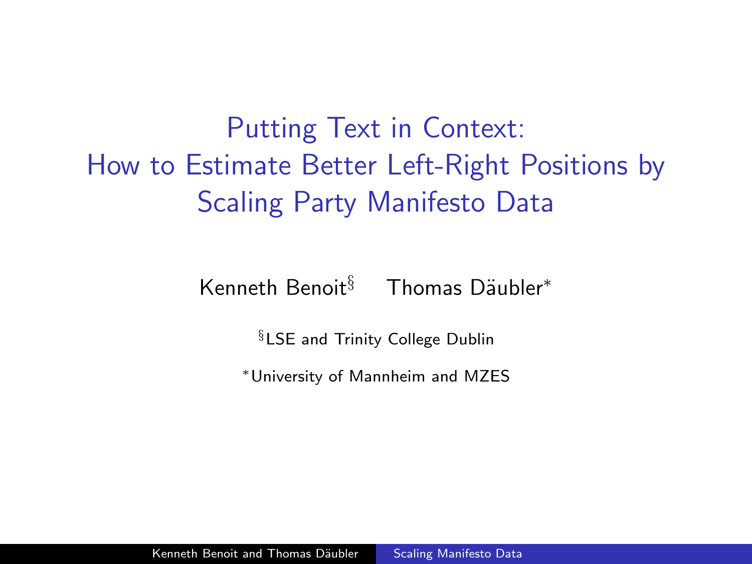# Putting Text in Context: How to Estimate Better Left-Right Positions by Scaling Party Manifesto Data

Kenneth Benoit[§] Thomas Däubler[*]

[§]LSE and Trinity College Dublin

[*]University of Mannheim and MZES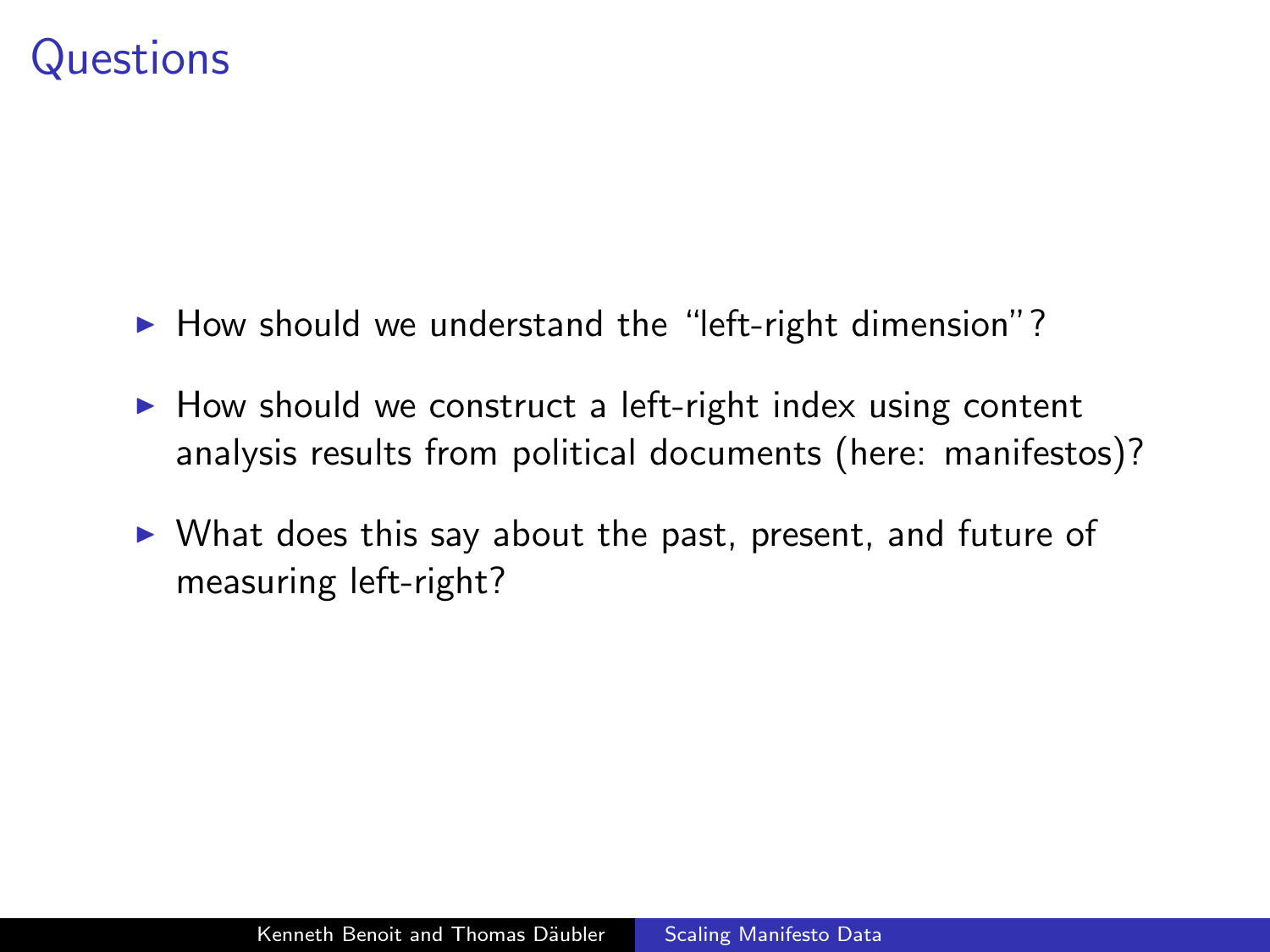# Questions

- How should we understand the "left-right dimension"?
- How should we construct a left-right index using content analysis results from political documents (here: manifestos)?
- What does this say about the past, present, and future of measuring left-right?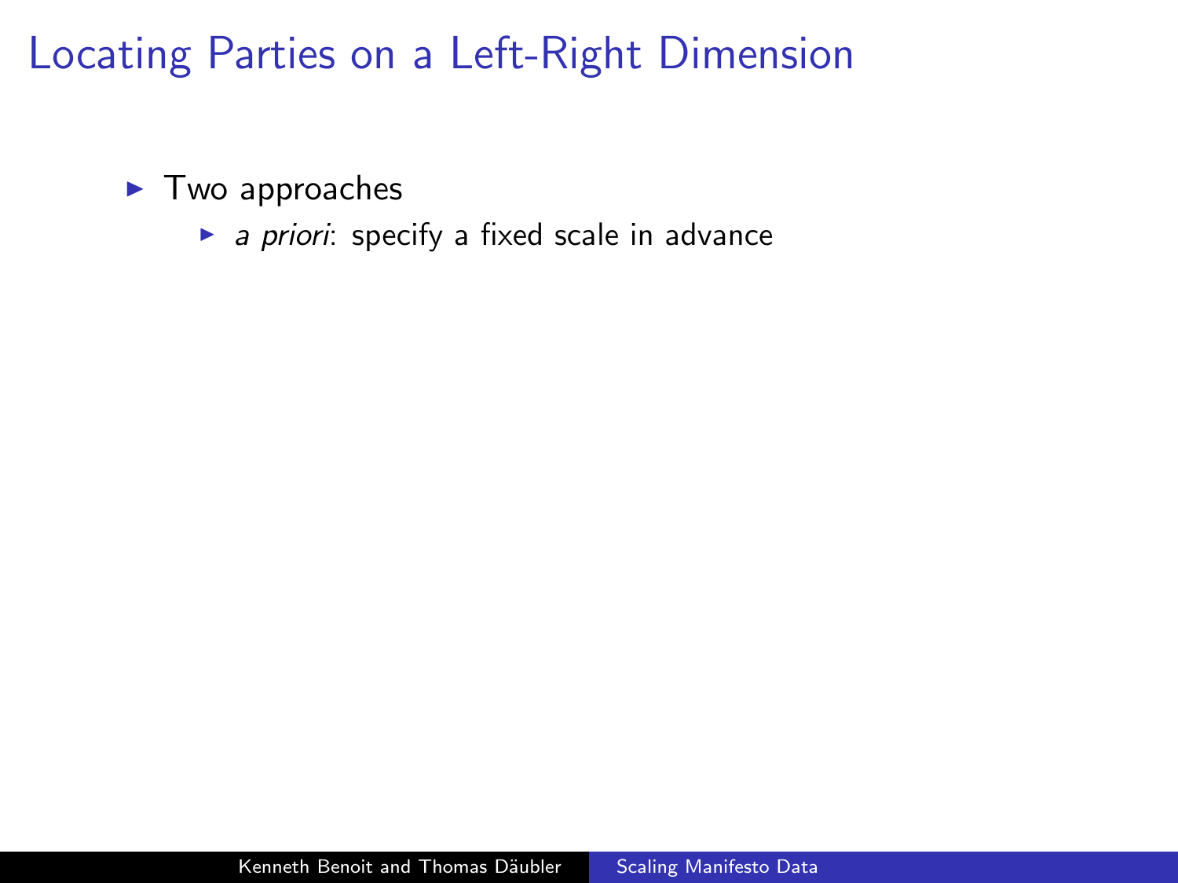# Locating Parties on a Left-Right Dimension

- Two approaches
  - *a priori*: specify a fixed scale in advance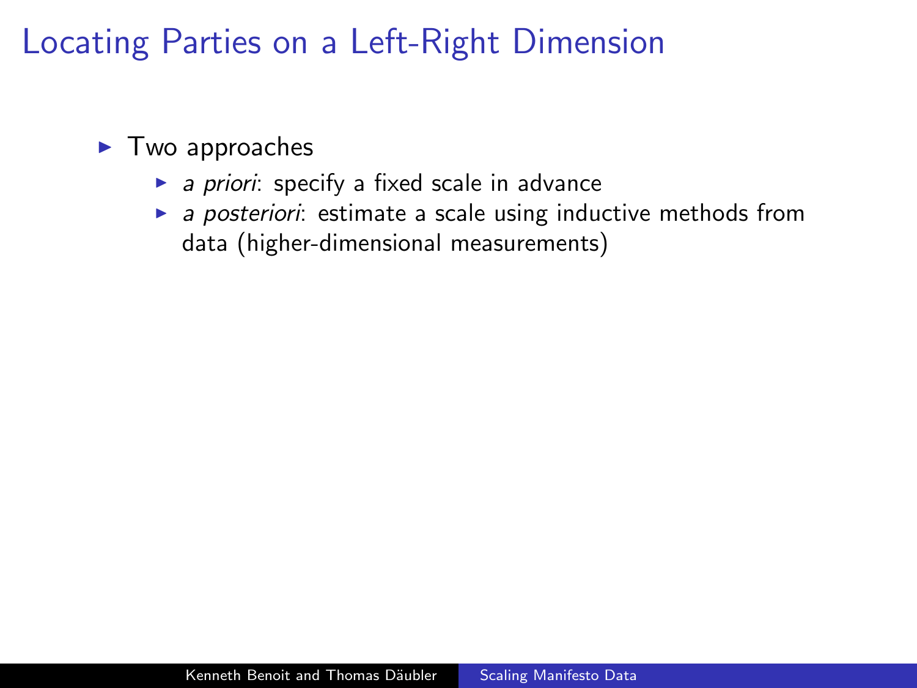# Locating Parties on a Left-Right Dimension

- Two approaches
  - *a priori*: specify a fixed scale in advance
  - *a posteriori*: estimate a scale using inductive methods from data (higher-dimensional measurements)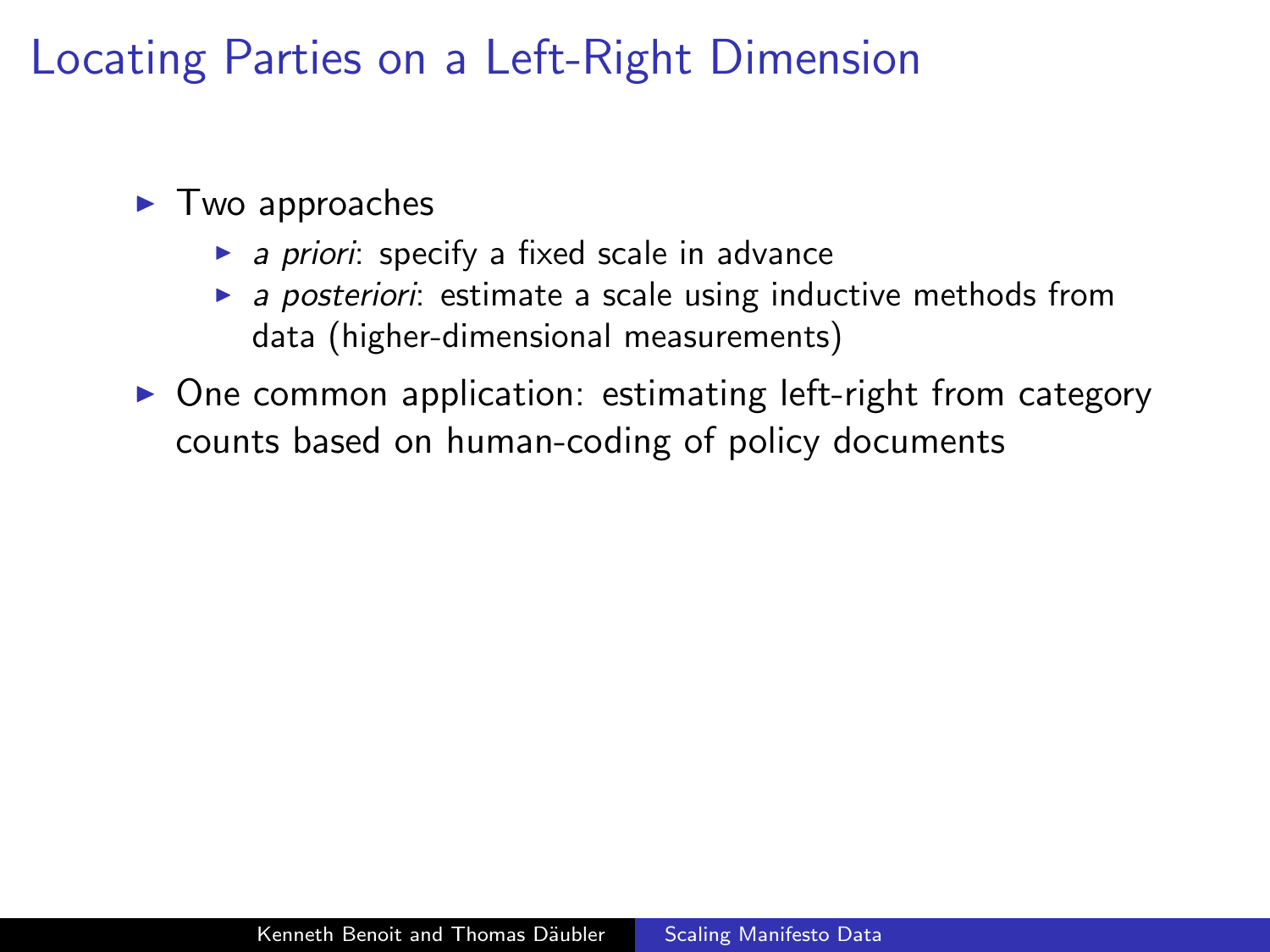# Locating Parties on a Left-Right Dimension

- Two approaches
  - *a priori*: specify a fixed scale in advance
  - *a posteriori*: estimate a scale using inductive methods from data (higher-dimensional measurements)
- One common application: estimating left-right from category counts based on human-coding of policy documents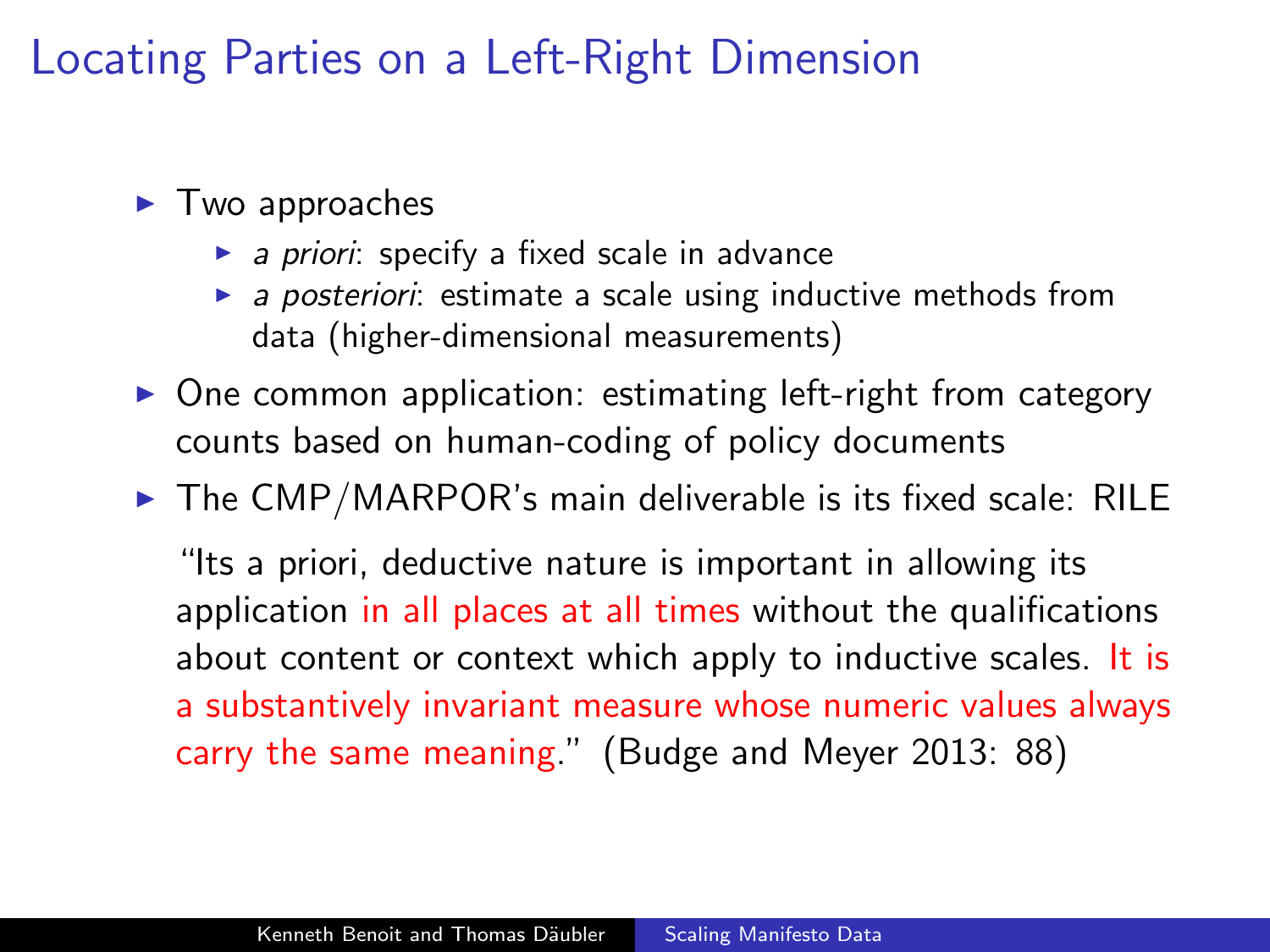# Locating Parties on a Left-Right Dimension

- Two approaches
  - *a priori*: specify a fixed scale in advance
  - *a posteriori*: estimate a scale using inductive methods from data (higher-dimensional measurements)
- One common application: estimating left-right from category counts based on human-coding of policy documents
- The CMP/MARPOR's main deliverable is its fixed scale: RILE

  "Its a priori, deductive nature is important in allowing its application in all places at all times without the qualifications about content or context which apply to inductive scales. It is a substantively invariant measure whose numeric values always carry the same meaning." (Budge and Meyer 2013: 88)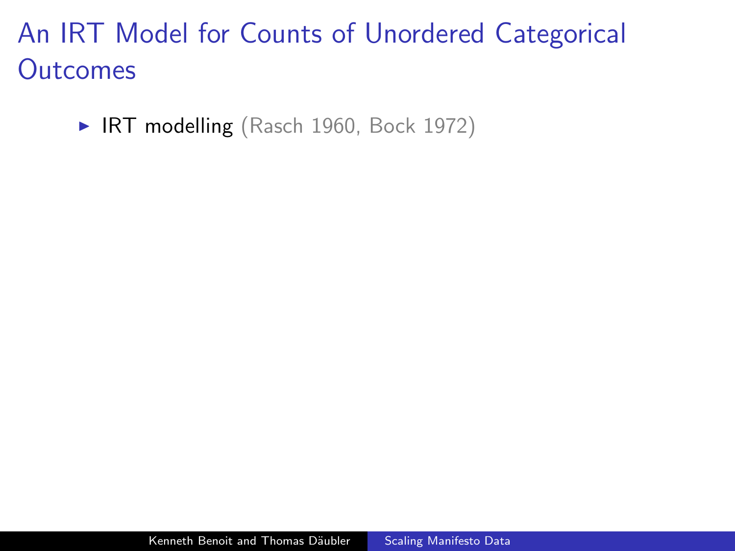# An IRT Model for Counts of Unordered Categorical Outcomes

- IRT modelling (Rasch 1960, Bock 1972)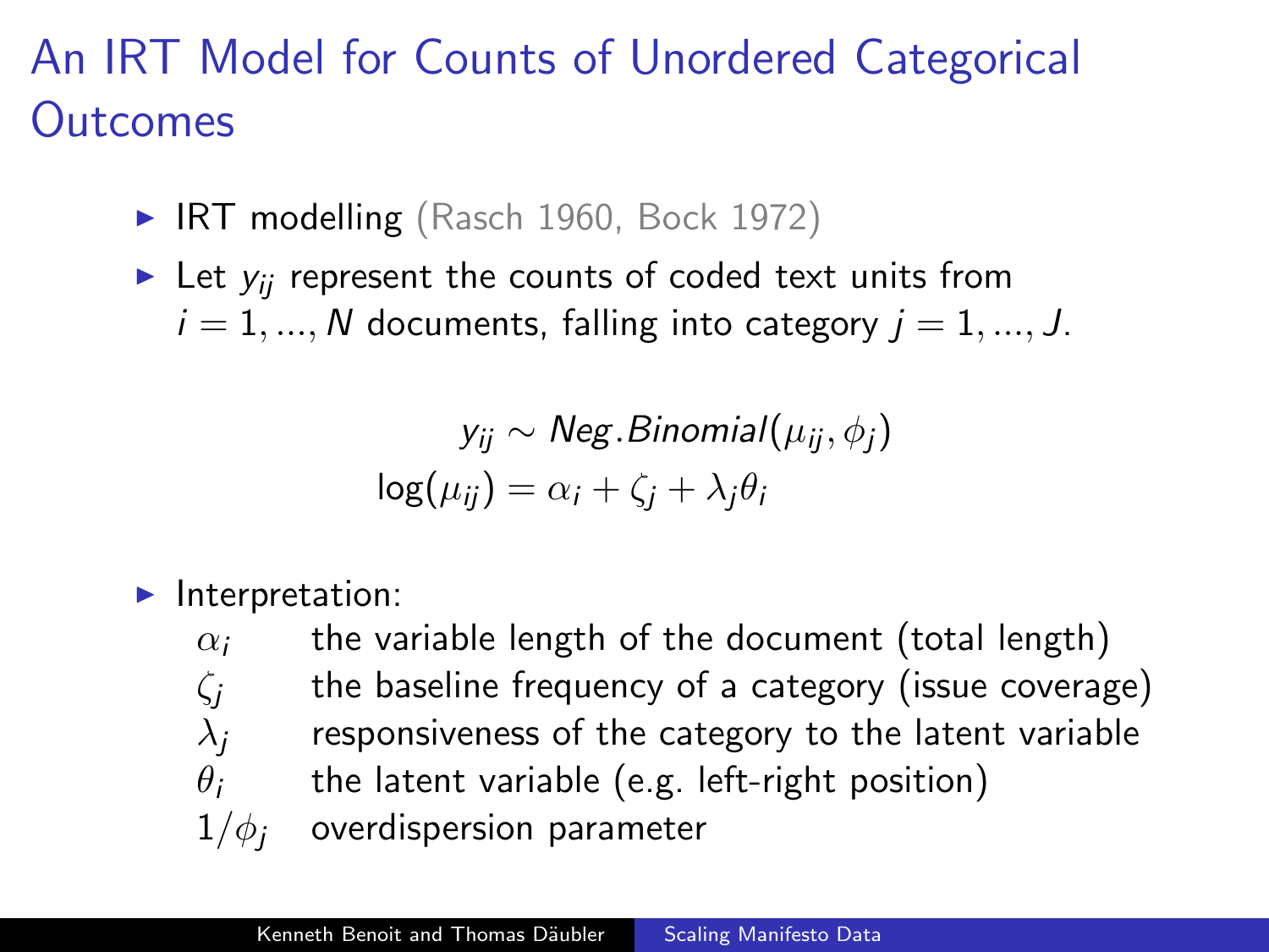# An IRT Model for Counts of Unordered Categorical Outcomes

- IRT modelling (Rasch 1960, Bock 1972)
- Let $y_{ij}$ represent the counts of coded text units from $i = 1, ..., N$ documents, falling into category $j = 1, ..., J$.

$$y_{ij} \sim Neg.Binomial(\mu_{ij}, \phi_j)$$
$$\log(\mu_{ij}) = \alpha_i + \zeta_j + \lambda_j \theta_i$$

- Interpretation:
  - $\alpha_i$ the variable length of the document (total length)
  - $\zeta_j$ the baseline frequency of a category (issue coverage)
  - $\lambda_j$ responsiveness of the category to the latent variable
  - $\theta_i$ the latent variable (e.g. left-right position)
  - $1/\phi_j$ overdispersion parameter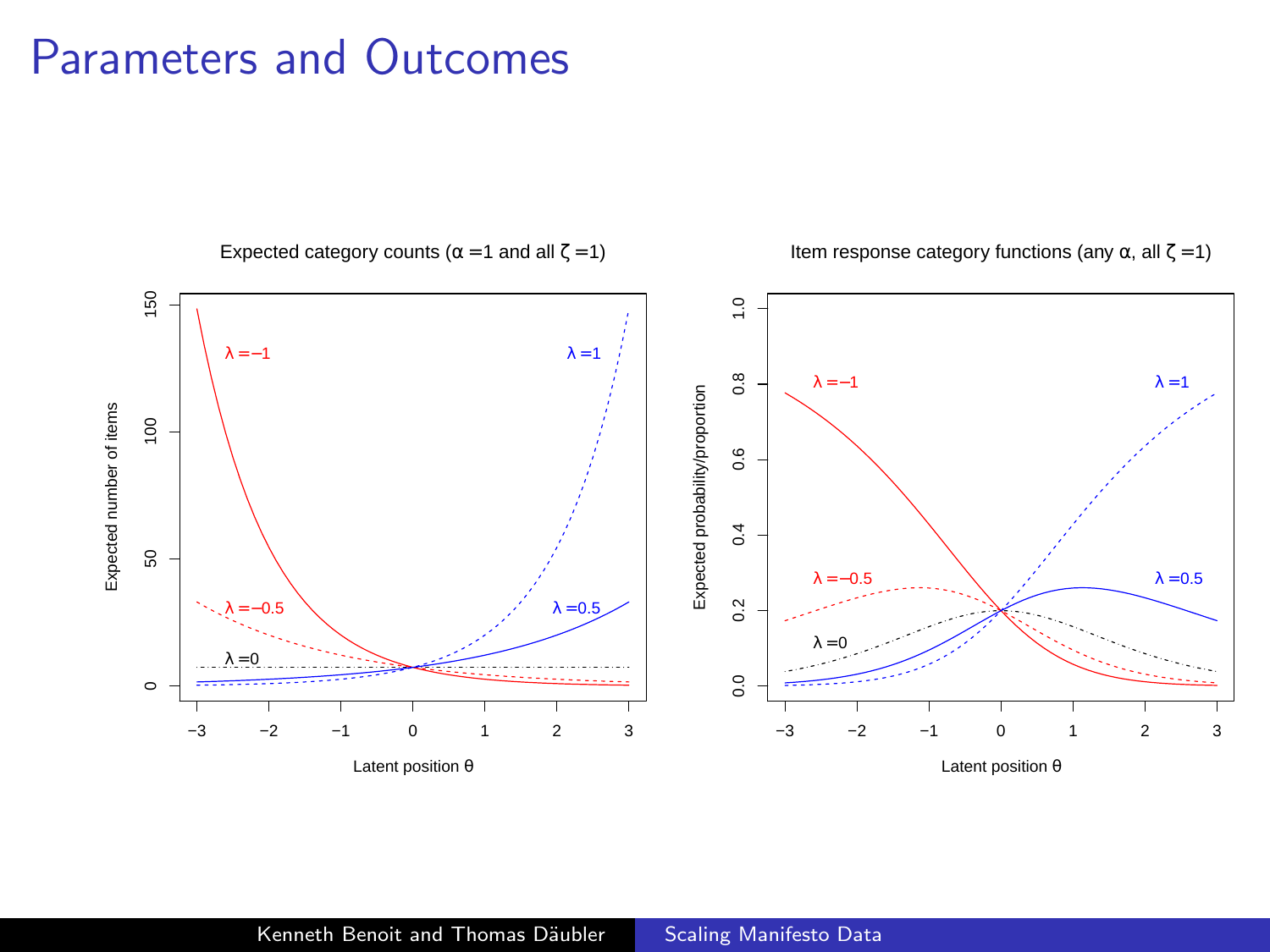# Parameters and Outcomes

Expected category counts ($\alpha = 1$ and all $\zeta = 1$)

Item response category functions (any $\alpha$, all $\zeta = 1$)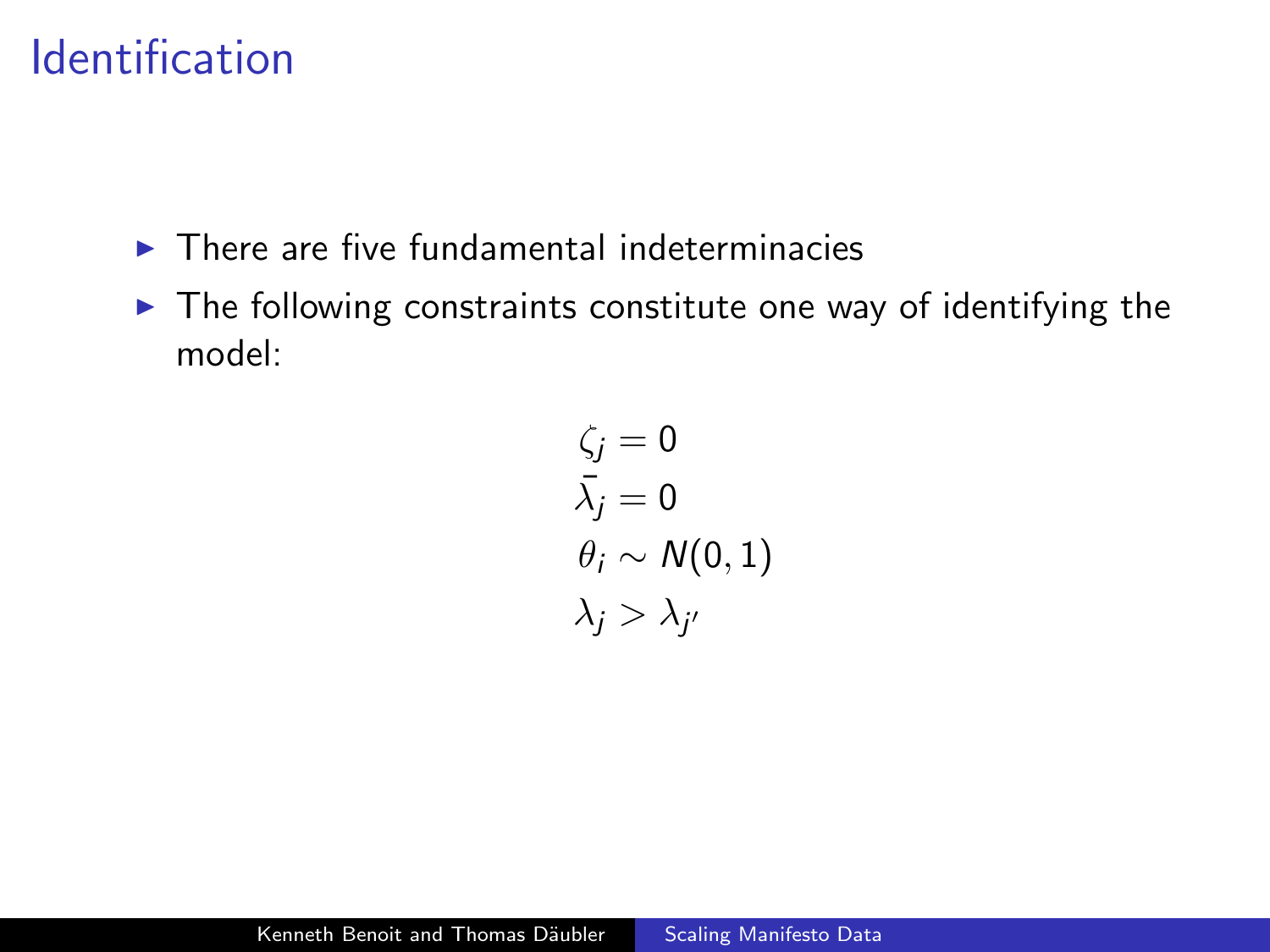# Identification

- There are five fundamental indeterminacies
- The following constraints constitute one way of identifying the model:

$$
\begin{aligned}
\zeta_j &= 0 \\
\bar{\lambda}_j &= 0 \\
\theta_i &\sim N(0,1) \\
\lambda_j &> \lambda_{j'}
\end{aligned}
$$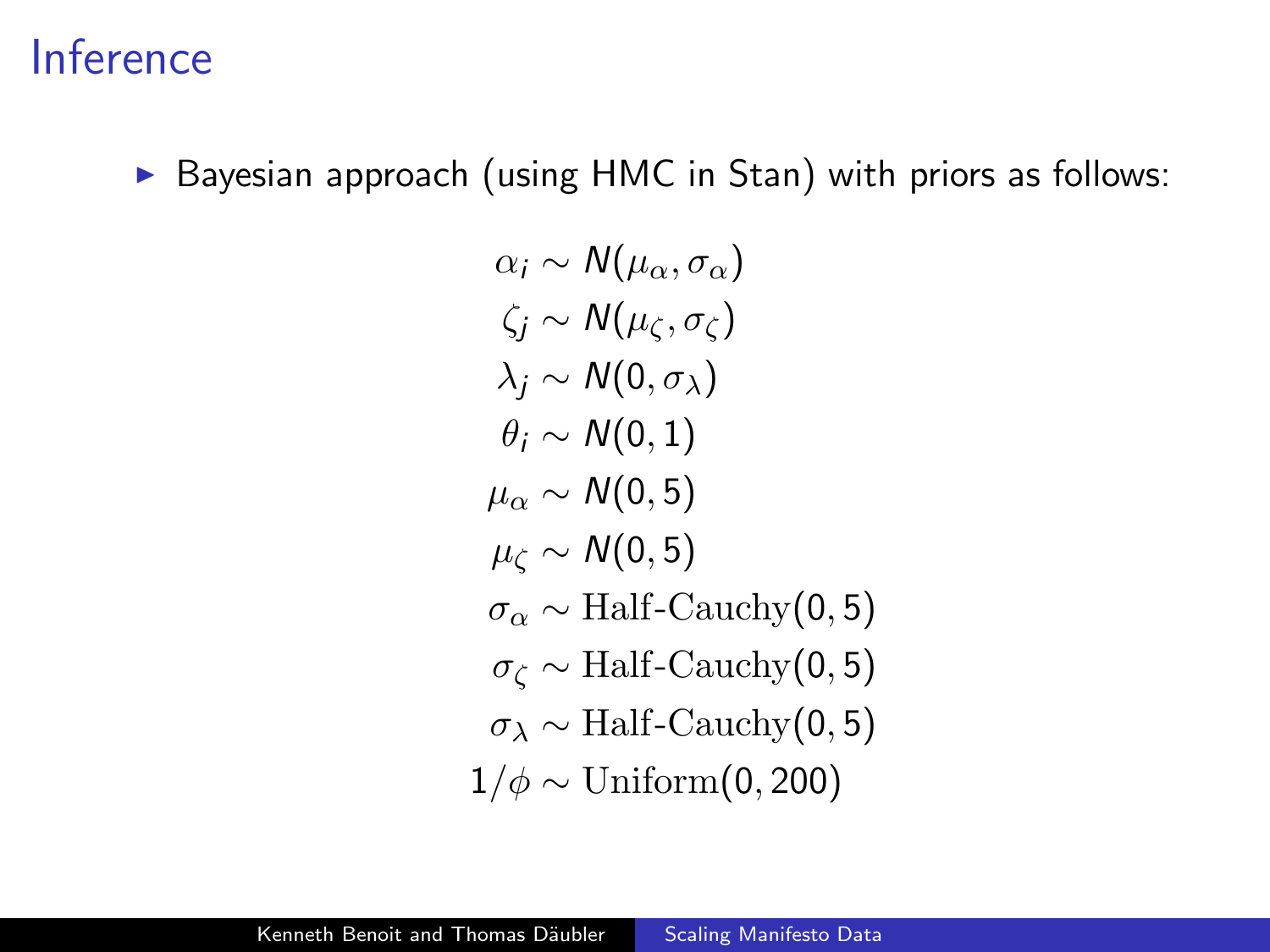# Inference

- Bayesian approach (using HMC in Stan) with priors as follows:

$$
\begin{aligned}
\alpha_i &\sim N(\mu_\alpha, \sigma_\alpha) \\
\zeta_j &\sim N(\mu_\zeta, \sigma_\zeta) \\
\lambda_j &\sim N(0, \sigma_\lambda) \\
\theta_i &\sim N(0, 1) \\
\mu_\alpha &\sim N(0, 5) \\
\mu_\zeta &\sim N(0, 5) \\
\sigma_\alpha &\sim \text{Half-Cauchy}(0, 5) \\
\sigma_\zeta &\sim \text{Half-Cauchy}(0, 5) \\
\sigma_\lambda &\sim \text{Half-Cauchy}(0, 5) \\
1/\phi &\sim \text{Uniform}(0, 200)
\end{aligned}
$$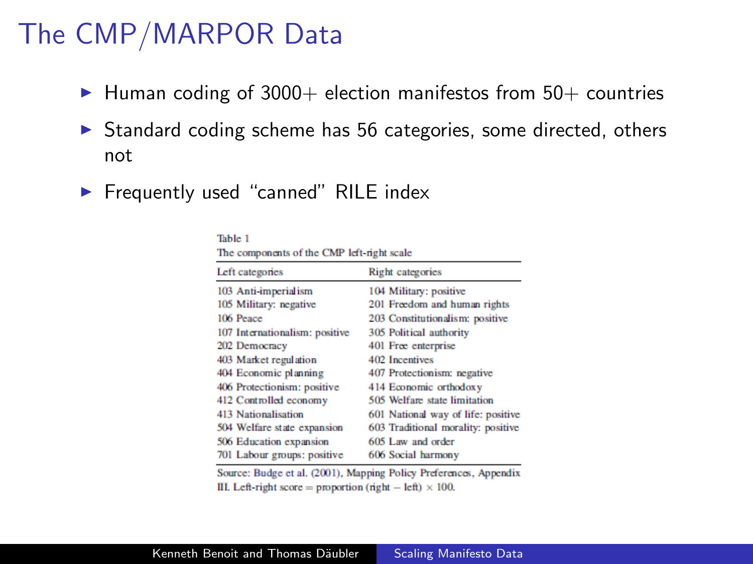# The CMP/MARPOR Data

- Human coding of 3000+ election manifestos from 50+ countries
- Standard coding scheme has 56 categories, some directed, others not
- Frequently used "canned" RILE index

Table 1
The components of the CMP left-right scale

| Left categories | Right categories |
|---|---|
| 103 Anti-imperialism | 104 Military: positive |
| 105 Military: negative | 201 Freedom and human rights |
| 106 Peace | 203 Constitutionalism: positive |
| 107 Internationalism: positive | 305 Political authority |
| 202 Democracy | 401 Free enterprise |
| 403 Market regulation | 402 Incentives |
| 404 Economic planning | 407 Protectionism: negative |
| 406 Protectionism: positive | 414 Economic orthodoxy |
| 412 Controlled economy | 505 Welfare state limitation |
| 413 Nationalisation | 601 National way of life: positive |
| 504 Welfare state expansion | 603 Traditional morality: positive |
| 506 Education expansion | 605 Law and order |
| 701 Labour groups: positive | 606 Social harmony |

Source: Budge et al. (2001), Mapping Policy Preferences, Appendix III. Left-right score = proportion (right − left) × 100.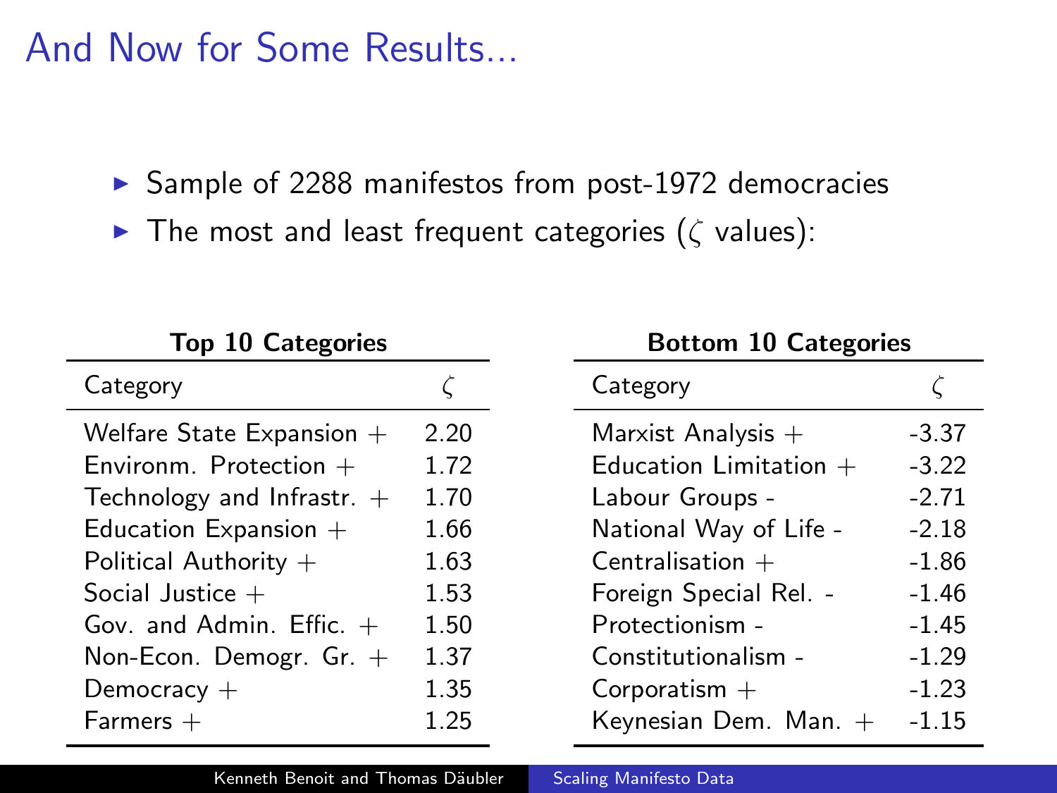# And Now for Some Results...

- Sample of 2288 manifestos from post-1972 democracies
- The most and least frequent categories ($\zeta$ values):

**Top 10 Categories**

| Category | $\zeta$ |
|---|---|
| Welfare State Expansion + | 2.20 |
| Environm. Protection + | 1.72 |
| Technology and Infrastr. + | 1.70 |
| Education Expansion + | 1.66 |
| Political Authority + | 1.63 |
| Social Justice + | 1.53 |
| Gov. and Admin. Effic. + | 1.50 |
| Non-Econ. Demogr. Gr. + | 1.37 |
| Democracy + | 1.35 |
| Farmers + | 1.25 |

**Bottom 10 Categories**

| Category | $\zeta$ |
|---|---|
| Marxist Analysis + | -3.37 |
| Education Limitation + | -3.22 |
| Labour Groups - | -2.71 |
| National Way of Life - | -2.18 |
| Centralisation + | -1.86 |
| Foreign Special Rel. - | -1.46 |
| Protectionism - | -1.45 |
| Constitutionalism - | -1.29 |
| Corporatism + | -1.23 |
| Keynesian Dem. Man. + | -1.15 |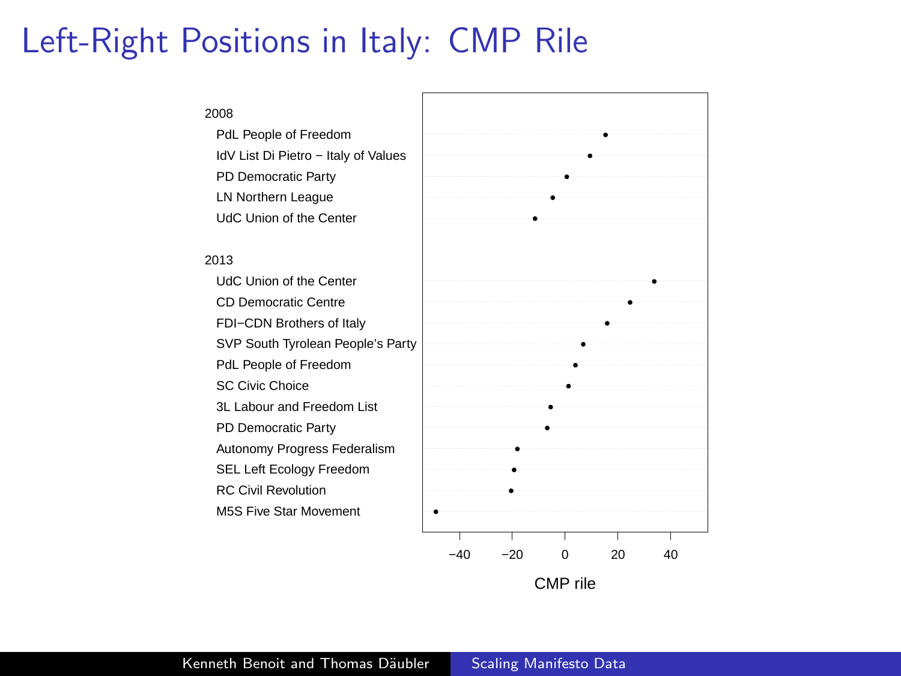# Left-Right Positions in Italy: CMP Rile

2008

- PdL People of Freedom
- IdV List Di Pietro − Italy of Values
- PD Democratic Party
- LN Northern League
- UdC Union of the Center

2013

- UdC Union of the Center
- CD Democratic Centre
- FDI−CDN Brothers of Italy
- SVP South Tyrolean People's Party
- PdL People of Freedom
- SC Civic Choice
- 3L Labour and Freedom List
- PD Democratic Party
- Autonomy Progress Federalism
- SEL Left Ecology Freedom
- RC Civil Revolution
- M5S Five Star Movement

−40 −20 0 20 40

CMP rile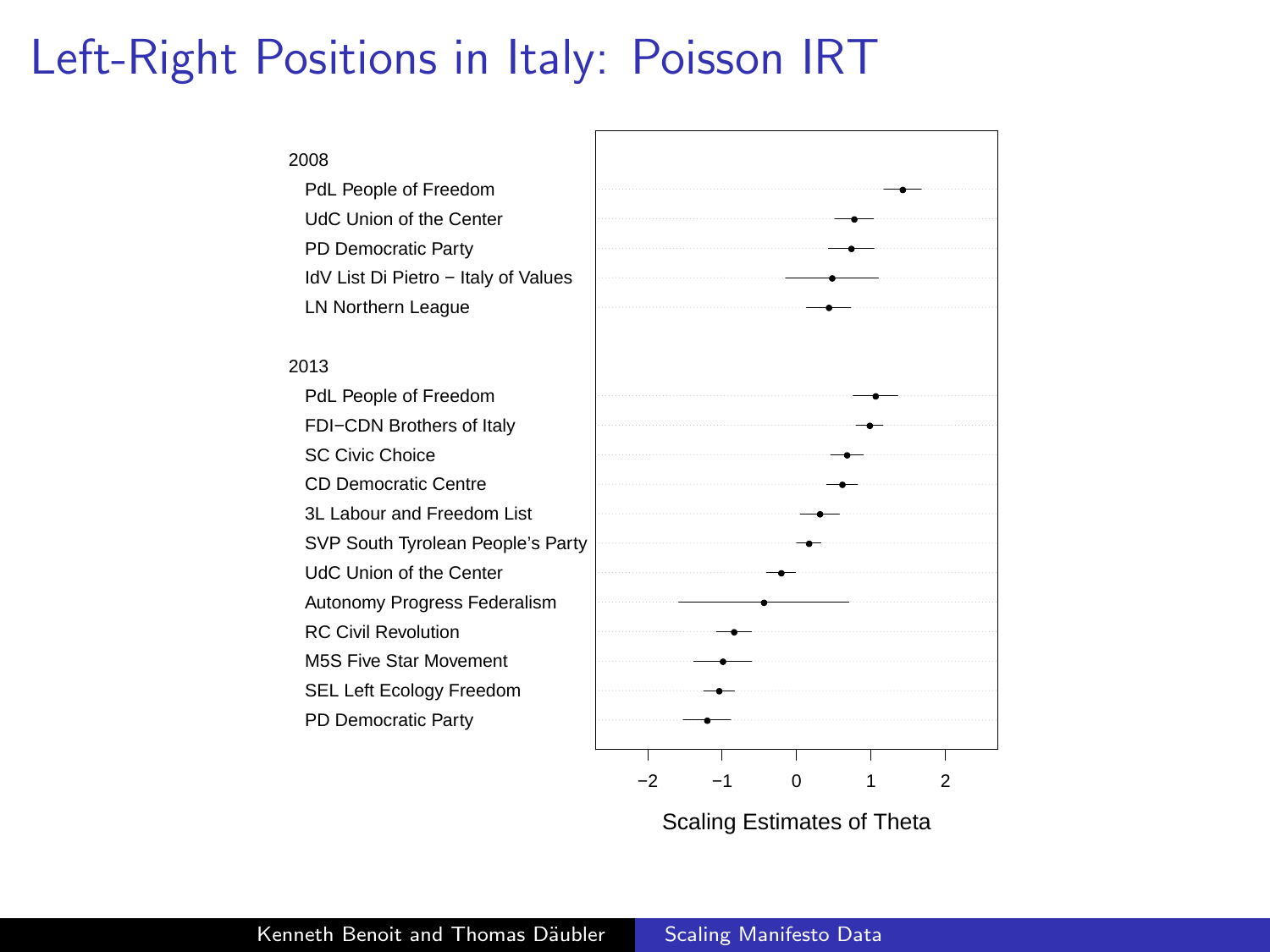# Left-Right Positions in Italy: Poisson IRT

2008
- PdL People of Freedom
- UdC Union of the Center
- PD Democratic Party
- IdV List Di Pietro − Italy of Values
- LN Northern League

2013
- PdL People of Freedom
- FDI−CDN Brothers of Italy
- SC Civic Choice
- CD Democratic Centre
- 3L Labour and Freedom List
- SVP South Tyrolean People's Party
- UdC Union of the Center
- Autonomy Progress Federalism
- RC Civil Revolution
- M5S Five Star Movement
- SEL Left Ecology Freedom
- PD Democratic Party

−2 −1 0 1 2

Scaling Estimates of Theta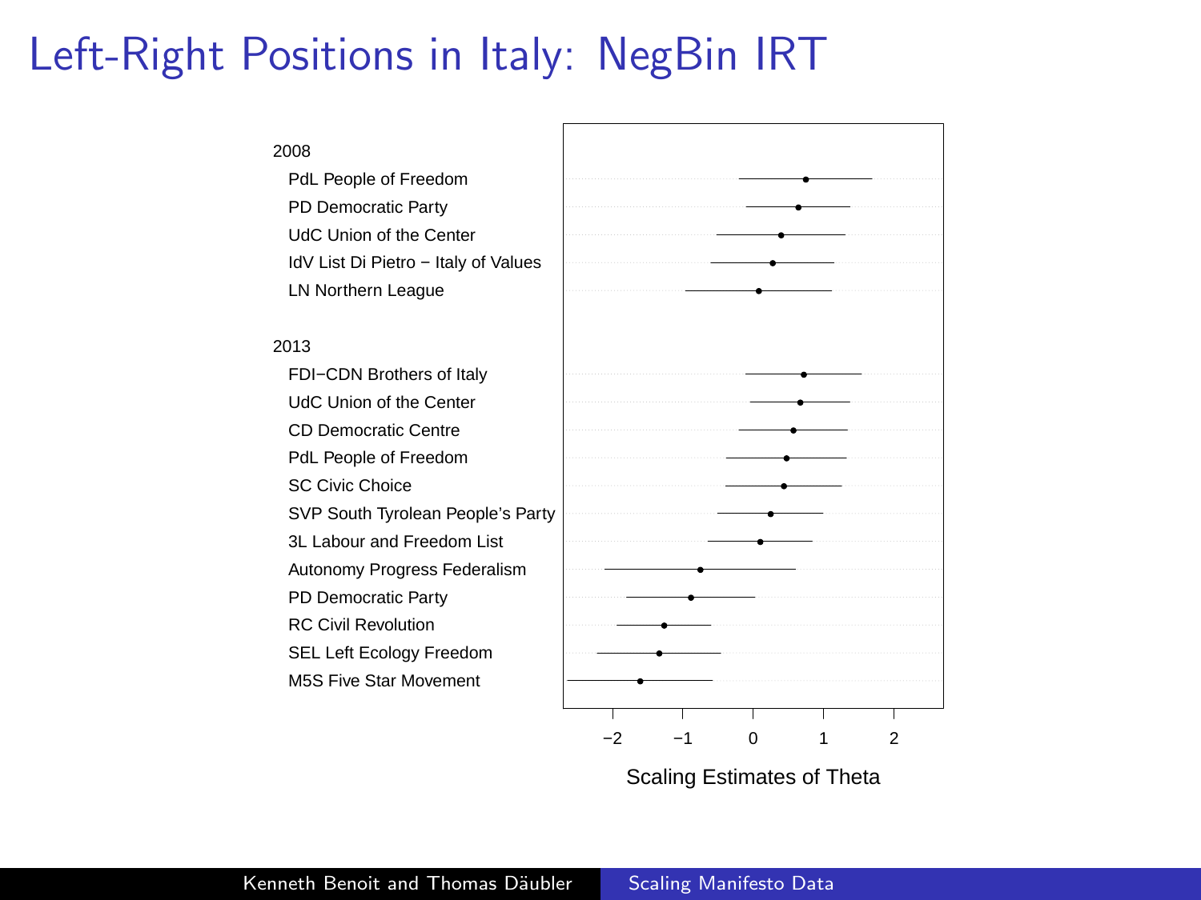# Left-Right Positions in Italy: NegBin IRT

2008

- PdL People of Freedom
- PD Democratic Party
- UdC Union of the Center
- IdV List Di Pietro − Italy of Values
- LN Northern League

2013

- FDI−CDN Brothers of Italy
- UdC Union of the Center
- CD Democratic Centre
- PdL People of Freedom
- SC Civic Choice
- SVP South Tyrolean People's Party
- 3L Labour and Freedom List
- Autonomy Progress Federalism
- PD Democratic Party
- RC Civil Revolution
- SEL Left Ecology Freedom
- M5S Five Star Movement

−2 −1 0 1 2

Scaling Estimates of Theta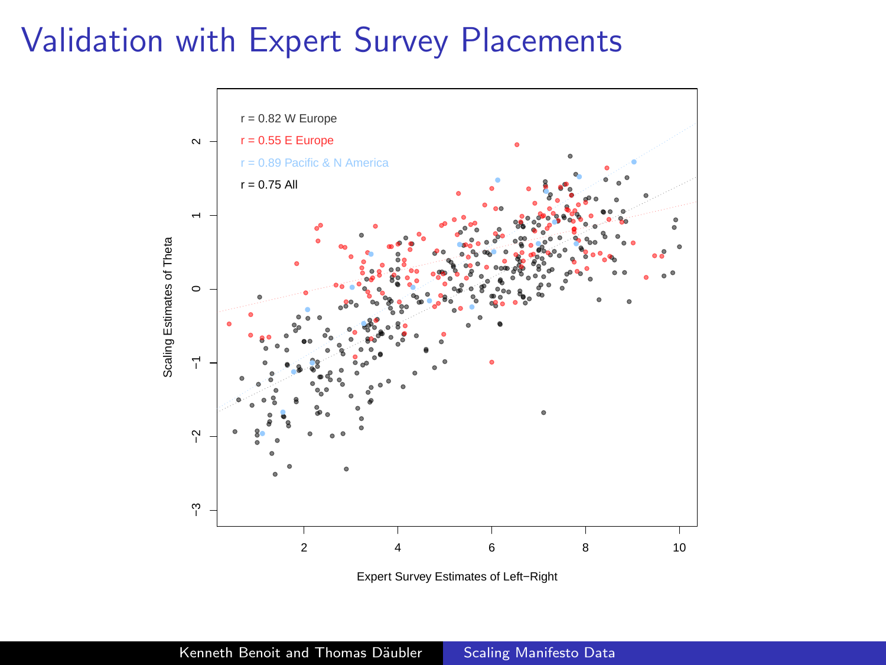# Validation with Expert Survey Placements

r = 0.82 W Europe

r = 0.55 E Europe

r = 0.89 Pacific & N America

r = 0.75 All

Scaling Estimates of Theta

Expert Survey Estimates of Left−Right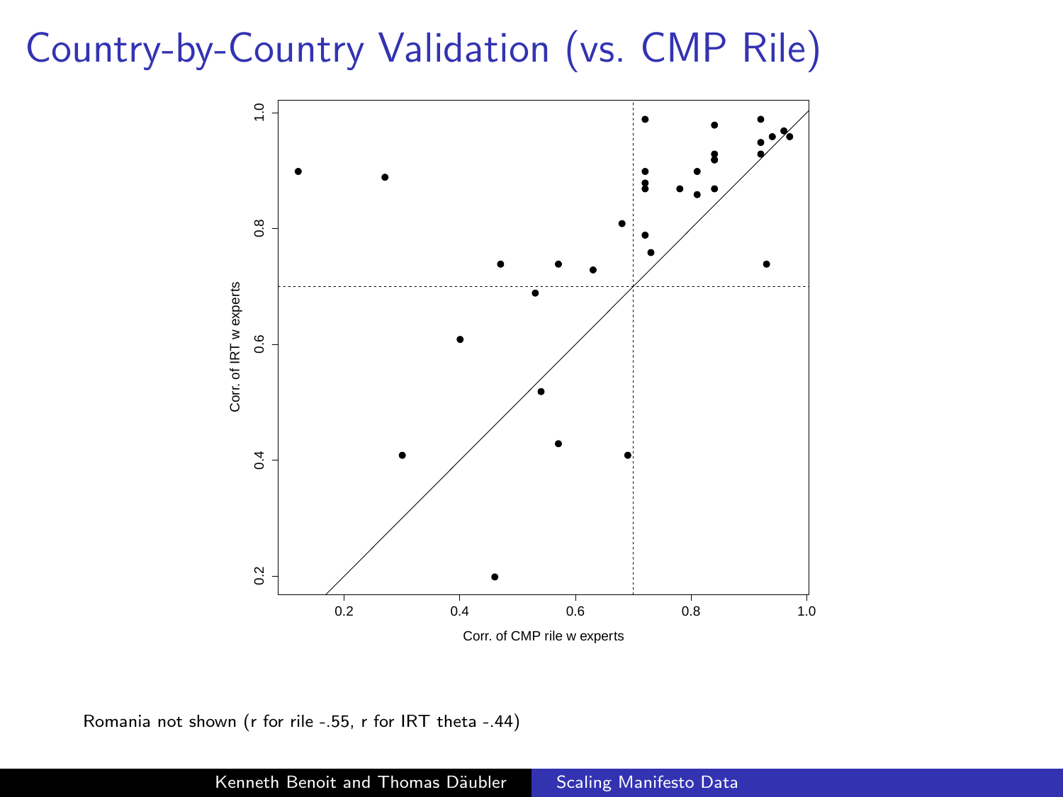# Country-by-Country Validation (vs. CMP Rile)

Romania not shown (r for rile -.55, r for IRT theta -.44)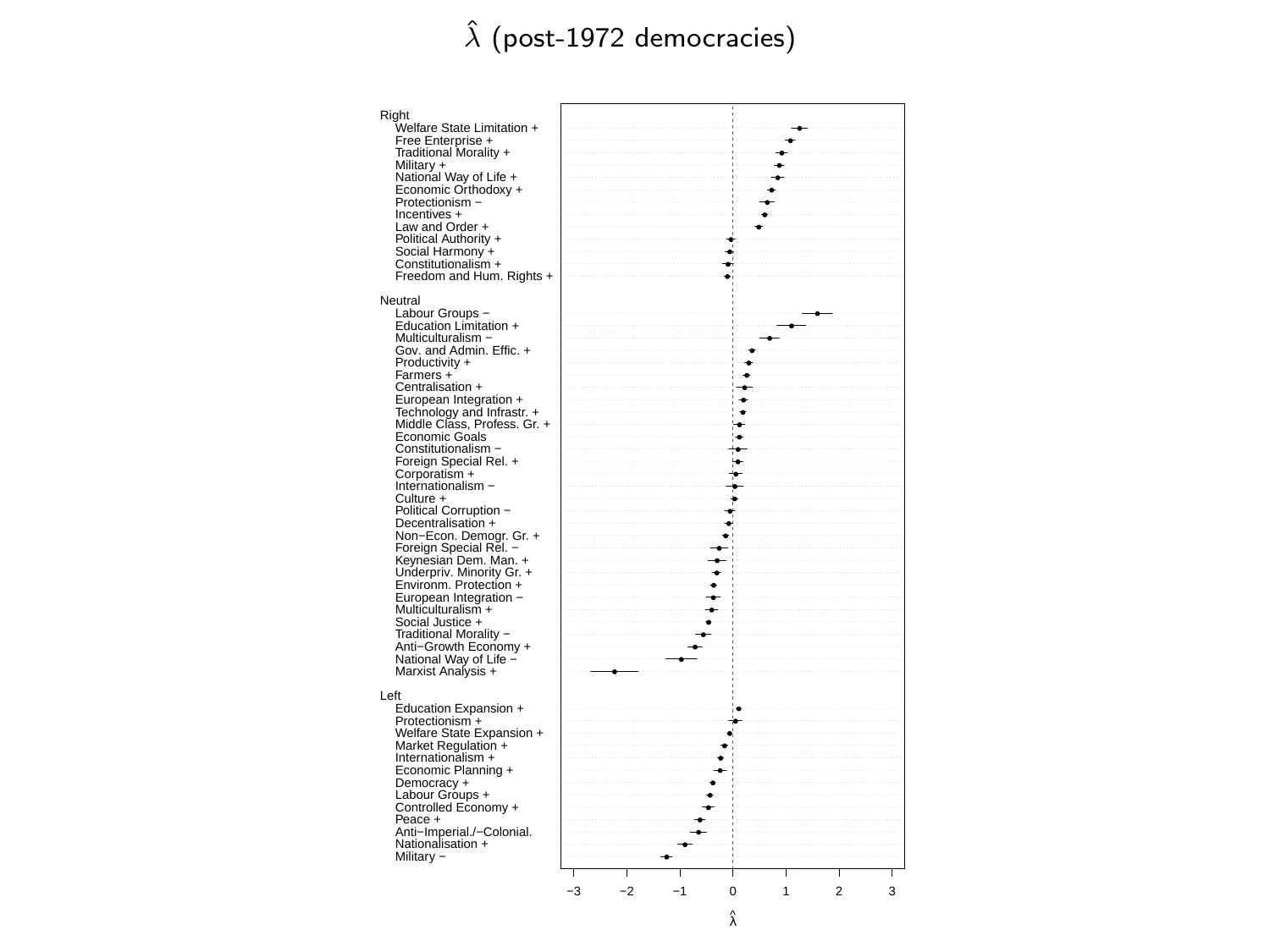# $\hat{\lambda}$ (post-1972 democracies)

Right
- Welfare State Limitation +
- Free Enterprise +
- Traditional Morality +
- Military +
- National Way of Life +
- Economic Orthodoxy +
- Protectionism −
- Incentives +
- Law and Order +
- Political Authority +
- Social Harmony +
- Constitutionalism +
- Freedom and Hum. Rights +

Neutral
- Labour Groups −
- Education Limitation +
- Multiculturalism −
- Gov. and Admin. Effic. +
- Productivity +
- Farmers +
- Centralisation +
- European Integration +
- Technology and Infrastr. +
- Middle Class, Profess. Gr. +
- Economic Goals
- Constitutionalism −
- Foreign Special Rel. +
- Corporatism +
- Internationalism −
- Culture +
- Political Corruption −
- Decentralisation +
- Non−Econ. Demogr. Gr. +
- Foreign Special Rel. −
- Keynesian Dem. Man. +
- Underpriv. Minority Gr. +
- Environm. Protection +
- European Integration −
- Multiculturalism +
- Social Justice +
- Traditional Morality −
- Anti−Growth Economy +
- National Way of Life −
- Marxist Analysis +

Left
- Education Expansion +
- Protectionism +
- Welfare State Expansion +
- Market Regulation +
- Internationalism +
- Economic Planning +
- Democracy +
- Labour Groups +
- Controlled Economy +
- Peace +
- Anti−Imperial./−Colonial.
- Nationalisation +
- Military −

−3 −2 −1 0 1 2 3

$\hat{\lambda}$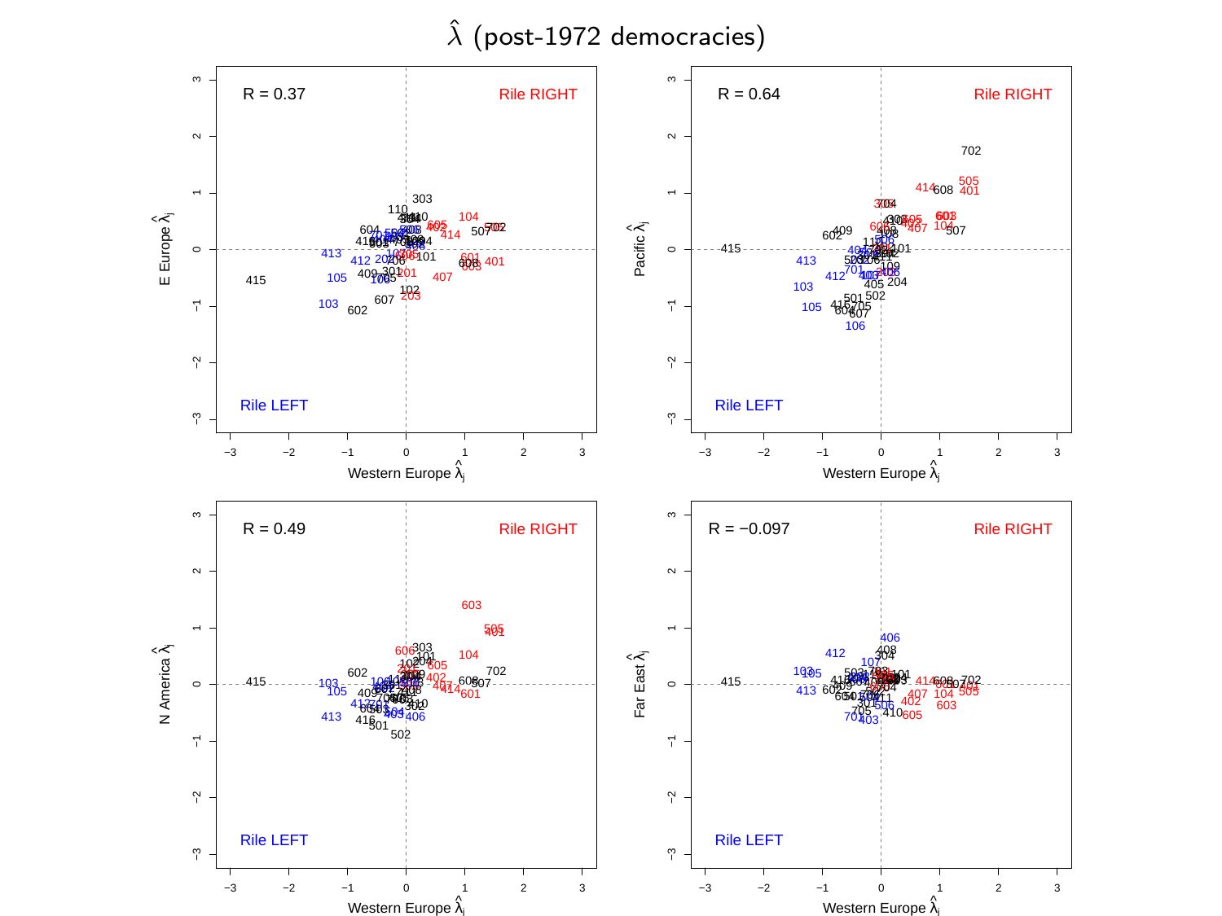# $\hat{\lambda}$ (post-1972 democracies)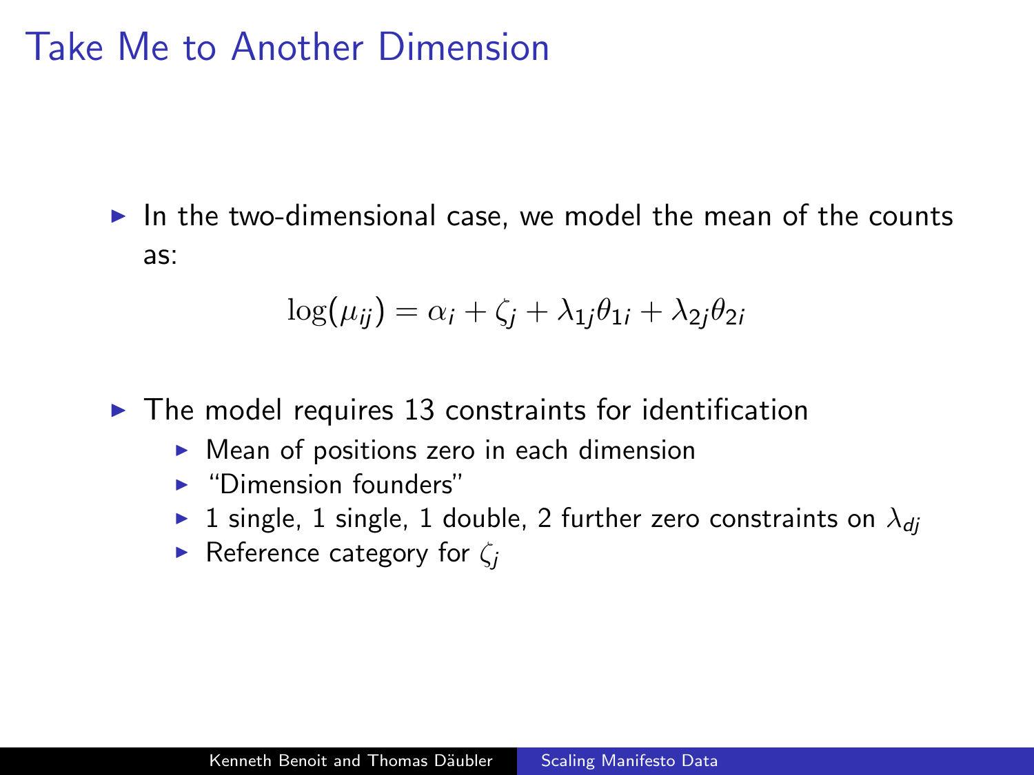# Take Me to Another Dimension

- In the two-dimensional case, we model the mean of the counts as:

$$\log(\mu_{ij}) = \alpha_i + \zeta_j + \lambda_{1j}\theta_{1i} + \lambda_{2j}\theta_{2i}$$

- The model requires 13 constraints for identification
  - Mean of positions zero in each dimension
  - "Dimension founders"
  - 1 single, 1 single, 1 double, 2 further zero constraints on $\lambda_{dj}$
  - Reference category for $\zeta_j$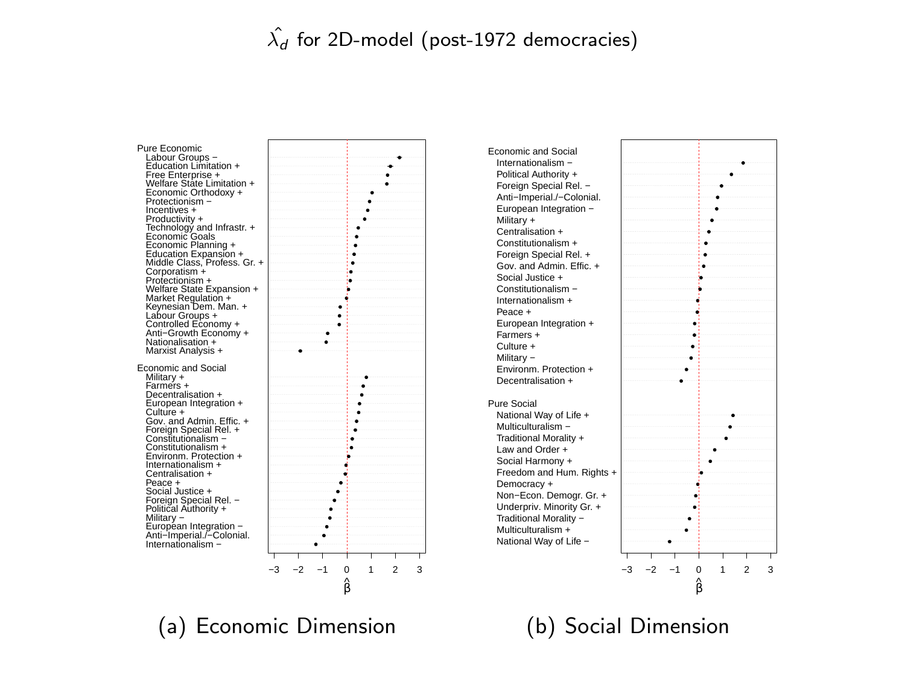$\hat{\lambda}_d$ for 2D-model (post-1972 democracies)

Pure Economic
- Labour Groups −
- Education Limitation +
- Free Enterprise +
- Welfare State Limitation +
- Economic Orthodoxy +
- Protectionism −
- Incentives +
- Productivity +
- Technology and Infrastr. +
- Economic Goals
- Economic Planning +
- Education Expansion +
- Middle Class, Profess. Gr. +
- Corporatism +
- Protectionism +
- Welfare State Expansion +
- Market Regulation +
- Keynesian Dem. Man. +
- Labour Groups +
- Controlled Economy +
- Anti−Growth Economy +
- Nationalisation +
- Marxist Analysis +

Economic and Social
- Military +
- Farmers +
- Decentralisation +
- European Integration +
- Culture +
- Gov. and Admin. Effic. +
- Foreign Special Rel. +
- Constitutionalism −
- Constitutionalism +
- Environm. Protection +
- Internationalism +
- Centralisation +
- Peace +
- Social Justice +
- Foreign Special Rel. −
- Political Authority +
- Military −
- European Integration −
- Anti−Imperial./−Colonial.
- Internationalism −

$\hat{\beta}$

(a) Economic Dimension

Economic and Social
- Internationalism −
- Political Authority +
- Foreign Special Rel. −
- Anti−Imperial./−Colonial.
- European Integration −
- Military +
- Centralisation +
- Constitutionalism +
- Foreign Special Rel. +
- Gov. and Admin. Effic. +
- Social Justice +
- Constitutionalism −
- Internationalism +
- Peace +
- European Integration +
- Farmers +
- Culture +
- Military −
- Environm. Protection +
- Decentralisation +

Pure Social
- National Way of Life +
- Multiculturalism −
- Traditional Morality +
- Law and Order +
- Social Harmony +
- Freedom and Hum. Rights +
- Democracy +
- Non−Econ. Demogr. Gr. +
- Underpriv. Minority Gr. +
- Traditional Morality −
- Multiculturalism +
- National Way of Life −

$\hat{\beta}$

(b) Social Dimension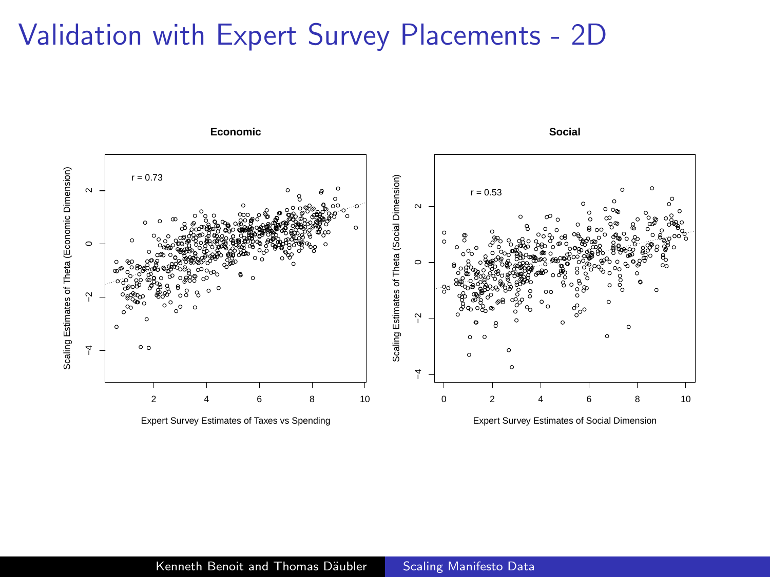# Validation with Expert Survey Placements - 2D

**Economic**

r = 0.73

Scaling Estimates of Theta (Economic Dimension)

Expert Survey Estimates of Taxes vs Spending

**Social**

r = 0.53

Scaling Estimates of Theta (Social Dimension)

Expert Survey Estimates of Social Dimension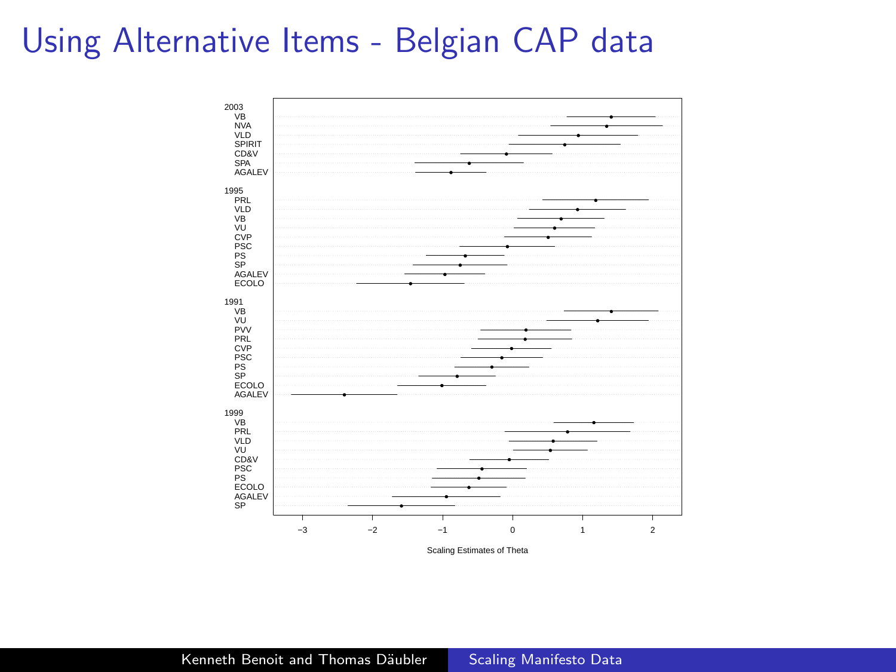# Using Alternative Items - Belgian CAP data

2003
VB
NVA
VLD
SPIRIT
CD&V
SPA
AGALEV

1995
PRL
VLD
VB
VU
CVP
PSC
PS
SP
AGALEV
ECOLO

1991
VB
VU
PVV
PRL
CVP
PSC
PS
SP
ECOLO
AGALEV

1999
VB
PRL
VLD
VU
CD&V
PSC
PS
ECOLO
AGALEV
SP

−3 −2 −1 0 1 2

Scaling Estimates of Theta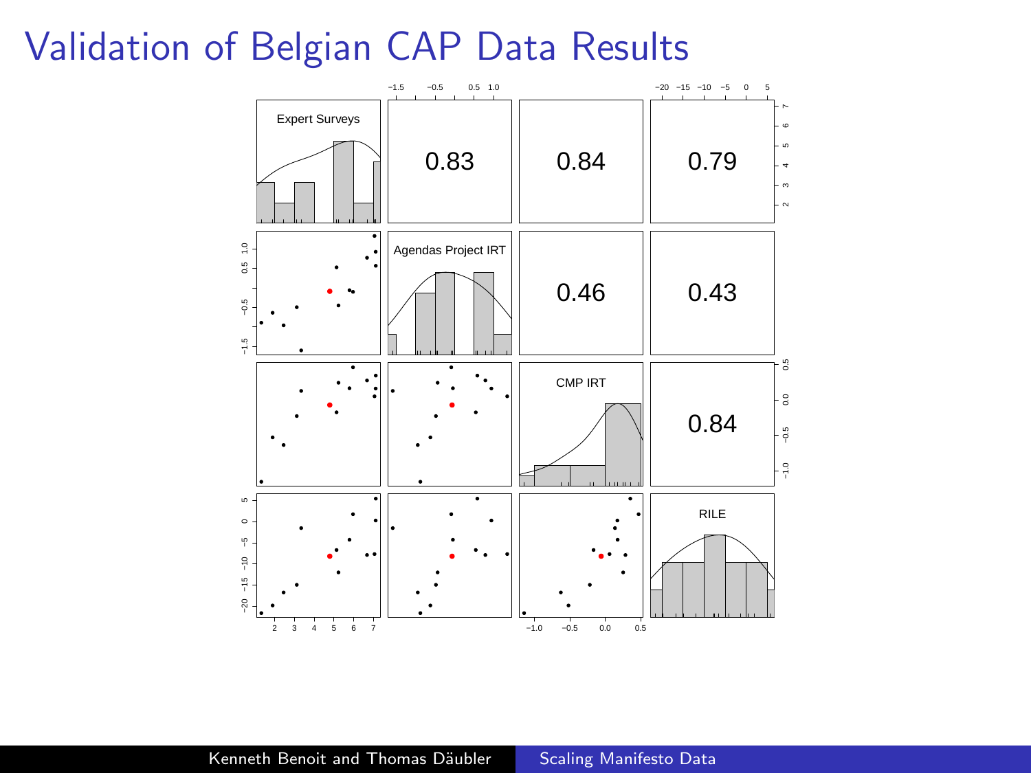# Validation of Belgian CAP Data Results

|  | Expert Surveys | Agendas Project IRT | CMP IRT | RILE |
|---|---|---|---|---|
| Expert Surveys |  | 0.83 | 0.84 | 0.79 |
| Agendas Project IRT |  |  | 0.46 | 0.43 |
| CMP IRT |  |  |  | 0.84 |
| RILE |  |  |  |  |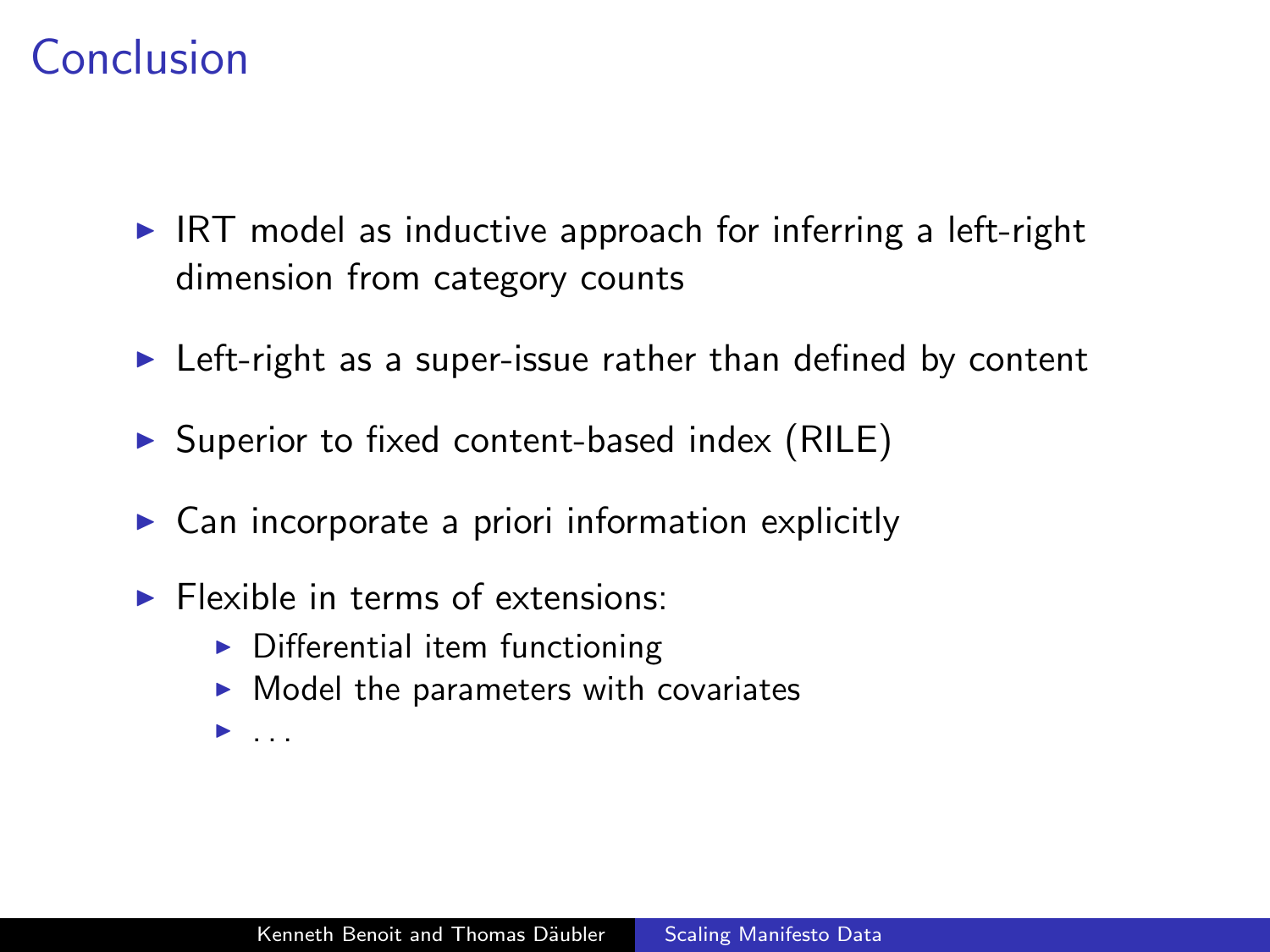# Conclusion

- IRT model as inductive approach for inferring a left-right dimension from category counts
- Left-right as a super-issue rather than defined by content
- Superior to fixed content-based index (RILE)
- Can incorporate a priori information explicitly
- Flexible in terms of extensions:
  - Differential item functioning
  - Model the parameters with covariates
  - ...